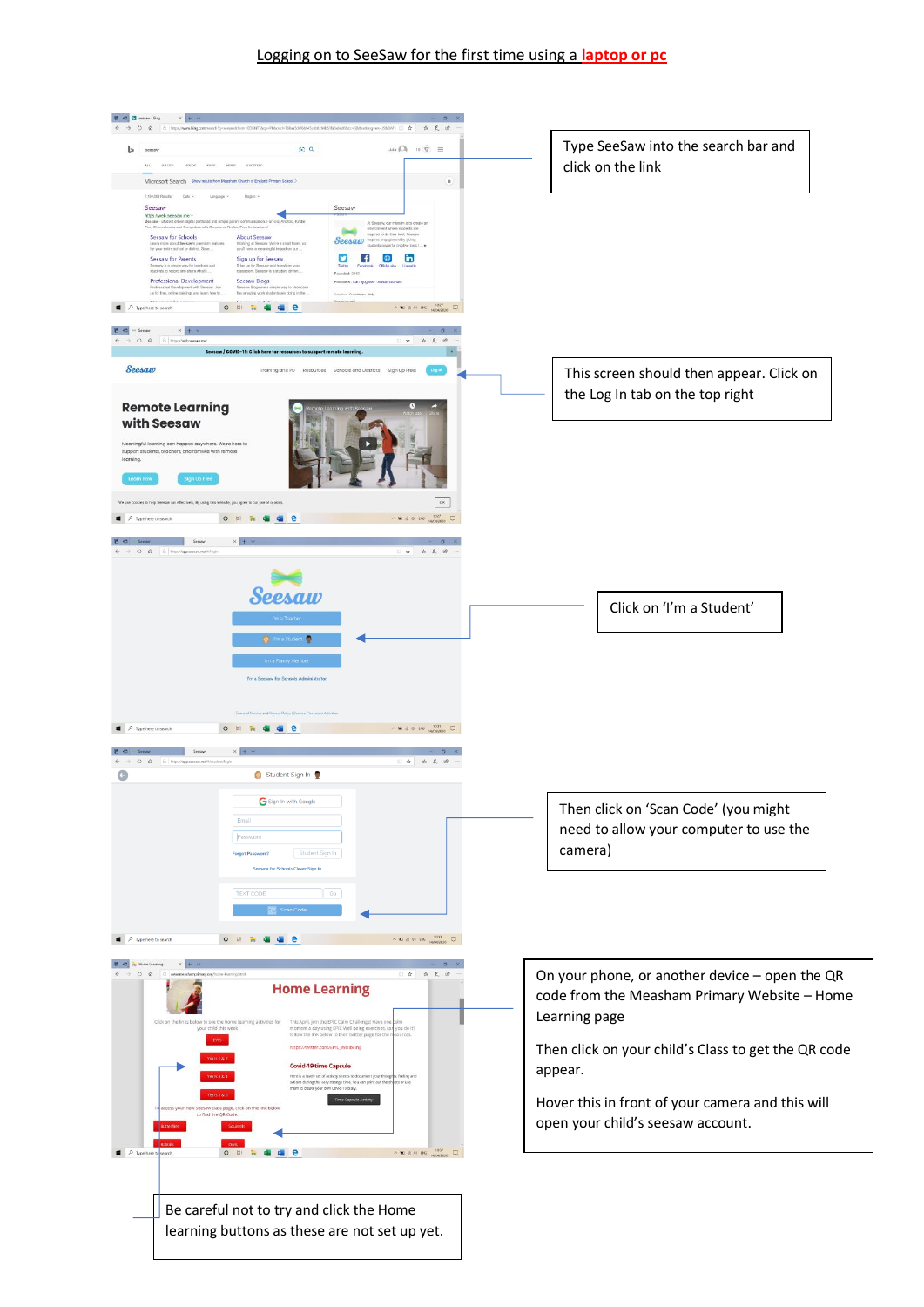# Logging on to SeeSaw for the first time using a laptop or pc

Type SeeSaw into the search bar and click on the link

This screen should then appear. Click on the Log In tab on the top right

Click on 'I'm a Student'

Then click on 'Scan Code' (you might need to allow your computer to use the camera)

On your phone, or another device – open the QR code from the Measham Primary Website – Home Learning page

Then click on your child's Class to get the QR code appear.

Hover this in front of your camera and this will open your child's seesaw account.

Be careful not to try and click the Home learning buttons as these are not set up yet.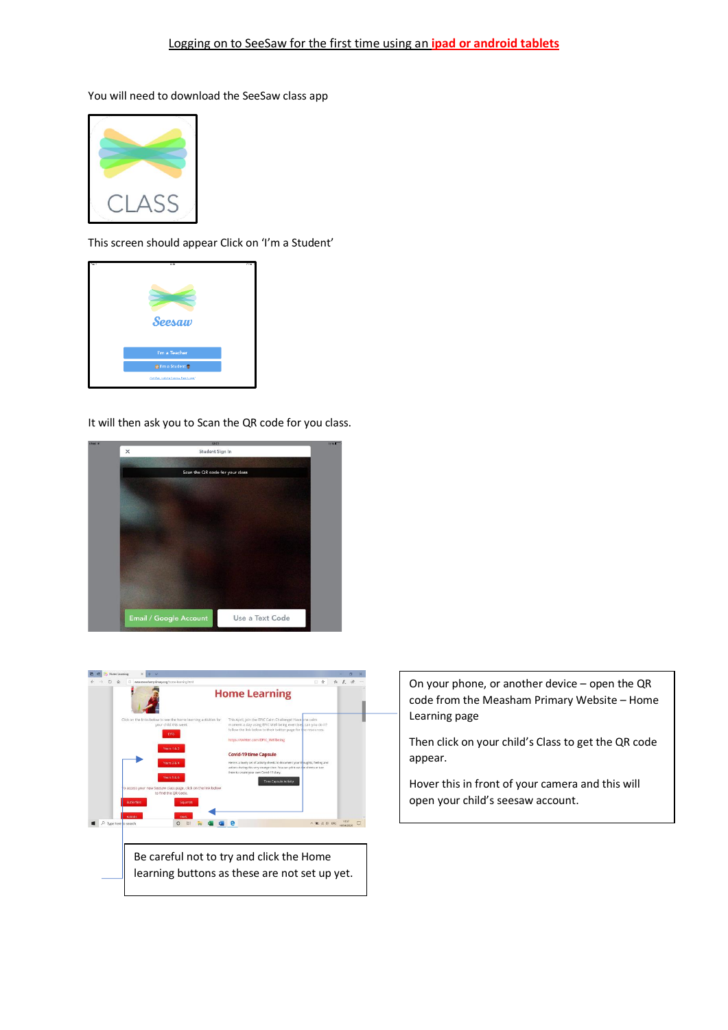# Logging on to SeeSaw for the first time using an **ipad or android tablets**

You will need to download the SeeSaw class app

This screen should appear Click on 'I'm a Student'

It will then ask you to Scan the QR code for you class.

On your phone, or another device – open the QR code from the Measham Primary Website – Home Learning page

Then click on your child's Class to get the QR code appear.

Hover this in front of your camera and this will open your child's seesaw account.

Be careful not to try and click the Home learning buttons as these are not set up yet.